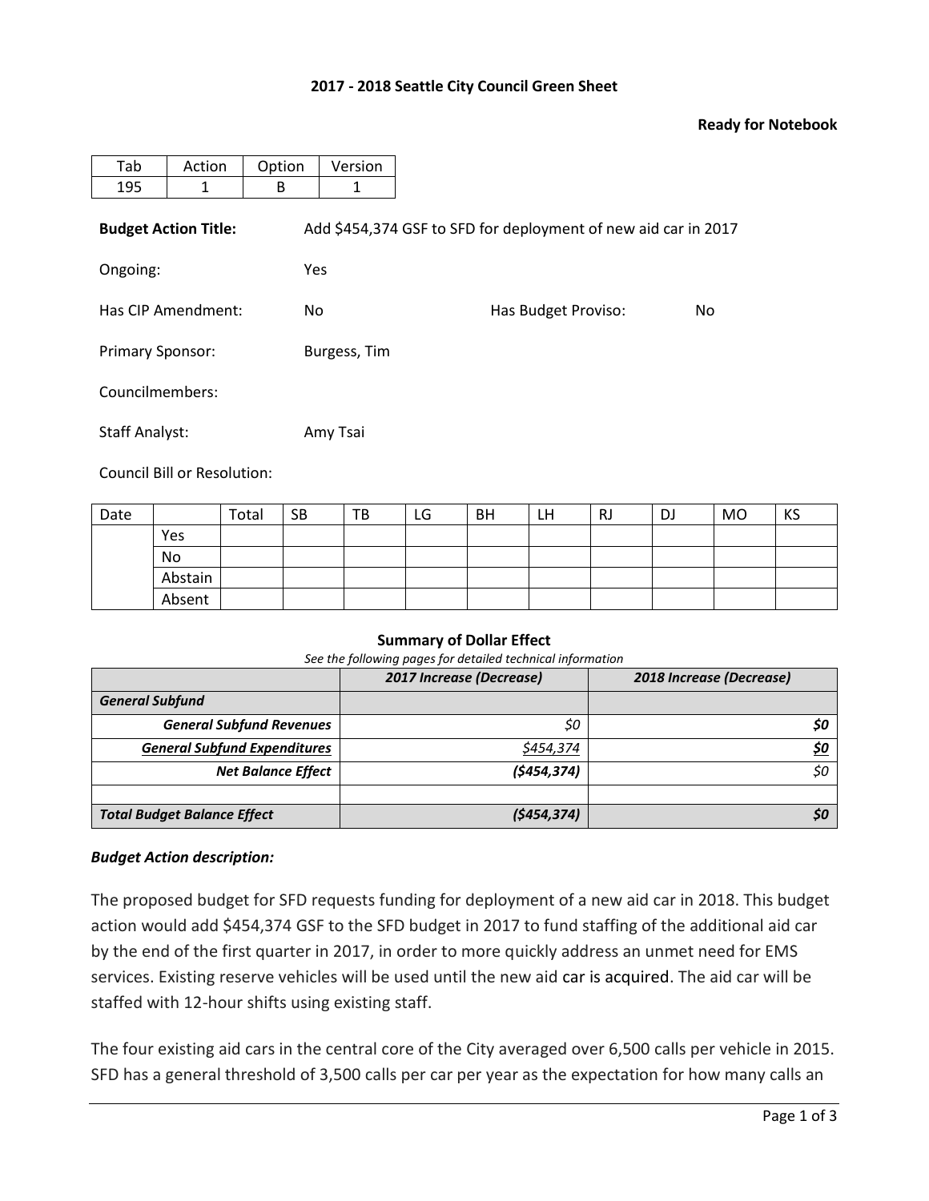**2017 - 2018 Seattle City Council Green Sheet**

**Ready for Notebook**

| Tab | Action | Option | Version |
|---|---|---|---|
| 195 | 1 | B | 1 |

**Budget Action Title:** Add $454,374 GSF to SFD for deployment of new aid car in 2017

Ongoing: Yes

Has CIP Amendment: No

Has Budget Proviso: No

Primary Sponsor: Burgess, Tim

Councilmembers:

Staff Analyst: Amy Tsai

Council Bill or Resolution:

| Date | | Total | SB | TB | LG | BH | LH | RJ | DJ | MO | KS |
|---|---|---|---|---|---|---|---|---|---|---|---|
| | Yes | | | | | | | | | | |
| | No | | | | | | | | | | |
| | Abstain | | | | | | | | | | |
| | Absent | | | | | | | | | | |

**Summary of Dollar Effect**

*See the following pages for detailed technical information*

| | *2017 Increase (Decrease)* | *2018 Increase (Decrease)* |
|---|---|---|
| ***General Subfund*** | | |
| ***General Subfund Revenues*** | *$0* | ***$0*** |
| ***General Subfund Expenditures*** | *$454,374* | ***$0*** |
| ***Net Balance Effect*** | ***($454,374)*** | *$0* |
| | | |
| ***Total Budget Balance Effect*** | ***($454,374)*** | ***$0*** |

***Budget Action description:***

The proposed budget for SFD requests funding for deployment of a new aid car in 2018. This budget action would add $454,374 GSF to the SFD budget in 2017 to fund staffing of the additional aid car by the end of the first quarter in 2017, in order to more quickly address an unmet need for EMS services. Existing reserve vehicles will be used until the new aid car is acquired. The aid car will be staffed with 12-hour shifts using existing staff.

The four existing aid cars in the central core of the City averaged over 6,500 calls per vehicle in 2015. SFD has a general threshold of 3,500 calls per car per year as the expectation for how many calls an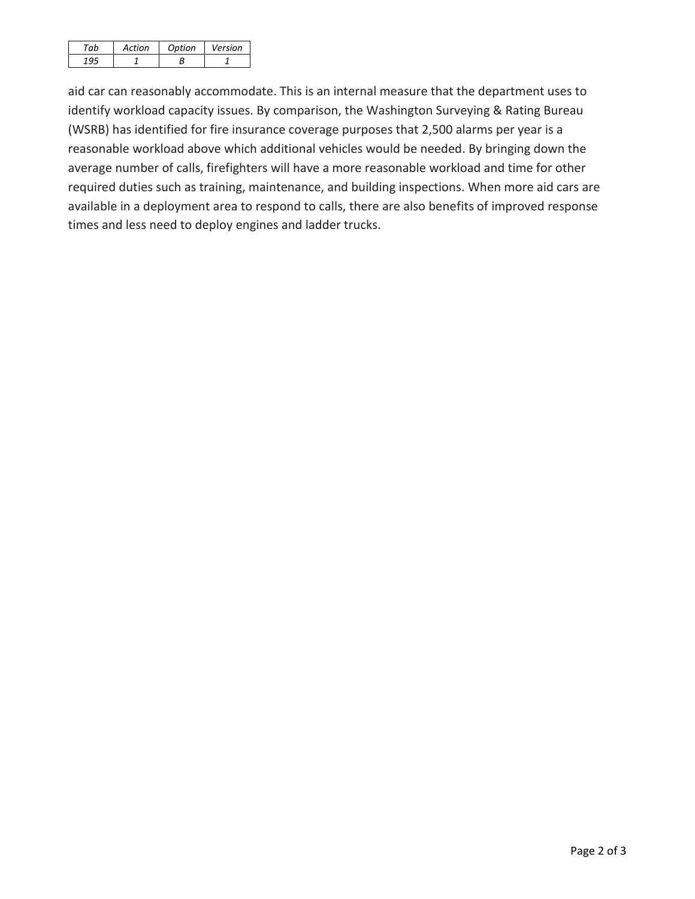| *Tab* | *Action* | *Option* | *Version* |
|---|---|---|---|
| *195* | *1* | *B* | *1* |

aid car can reasonably accommodate. This is an internal measure that the department uses to identify workload capacity issues. By comparison, the Washington Surveying & Rating Bureau (WSRB) has identified for fire insurance coverage purposes that 2,500 alarms per year is a reasonable workload above which additional vehicles would be needed. By bringing down the average number of calls, firefighters will have a more reasonable workload and time for other required duties such as training, maintenance, and building inspections. When more aid cars are available in a deployment area to respond to calls, there are also benefits of improved response times and less need to deploy engines and ladder trucks.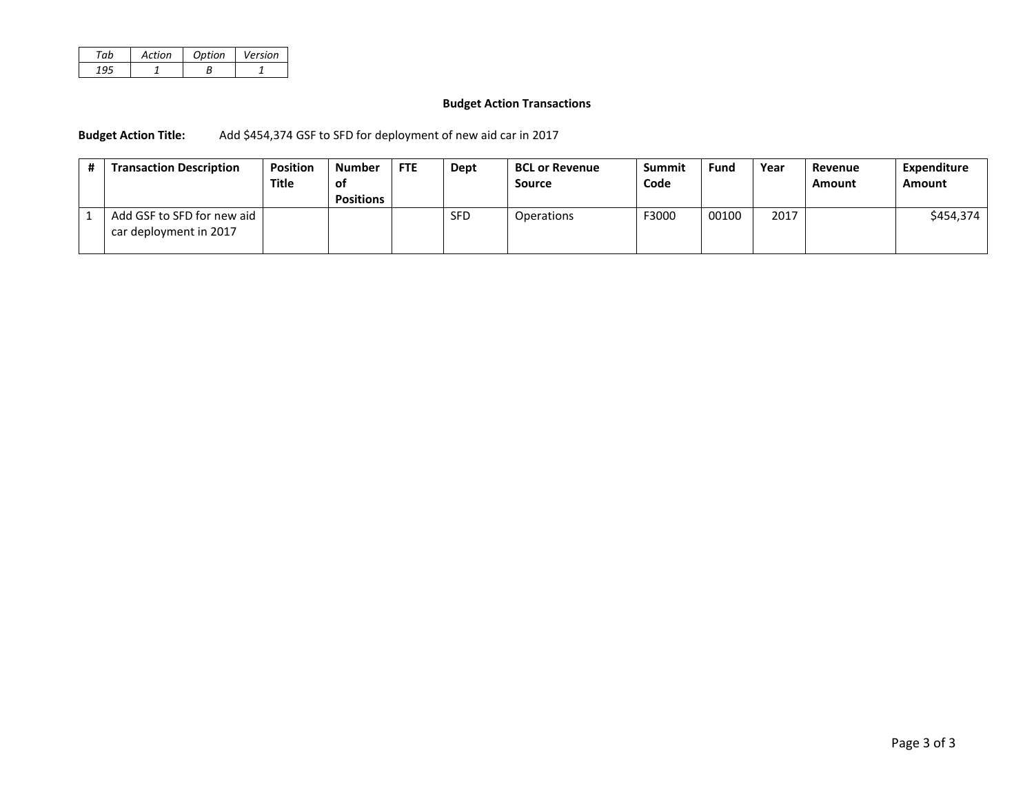| Tab | Action | Option | Version |
| --- | --- | --- | --- |
| 195 | 1 | B | 1 |

**Budget Action Transactions**

**Budget Action Title:** Add $454,374 GSF to SFD for deployment of new aid car in 2017

| # | Transaction Description | Position Title | Number of Positions | FTE | Dept | BCL or Revenue Source | Summit Code | Fund | Year | Revenue Amount | Expenditure Amount |
| --- | --- | --- | --- | --- | --- | --- | --- | --- | --- | --- | --- |
| 1 | Add GSF to SFD for new aid car deployment in 2017 | | | | SFD | Operations | F3000 | 00100 | 2017 | | $454,374 |